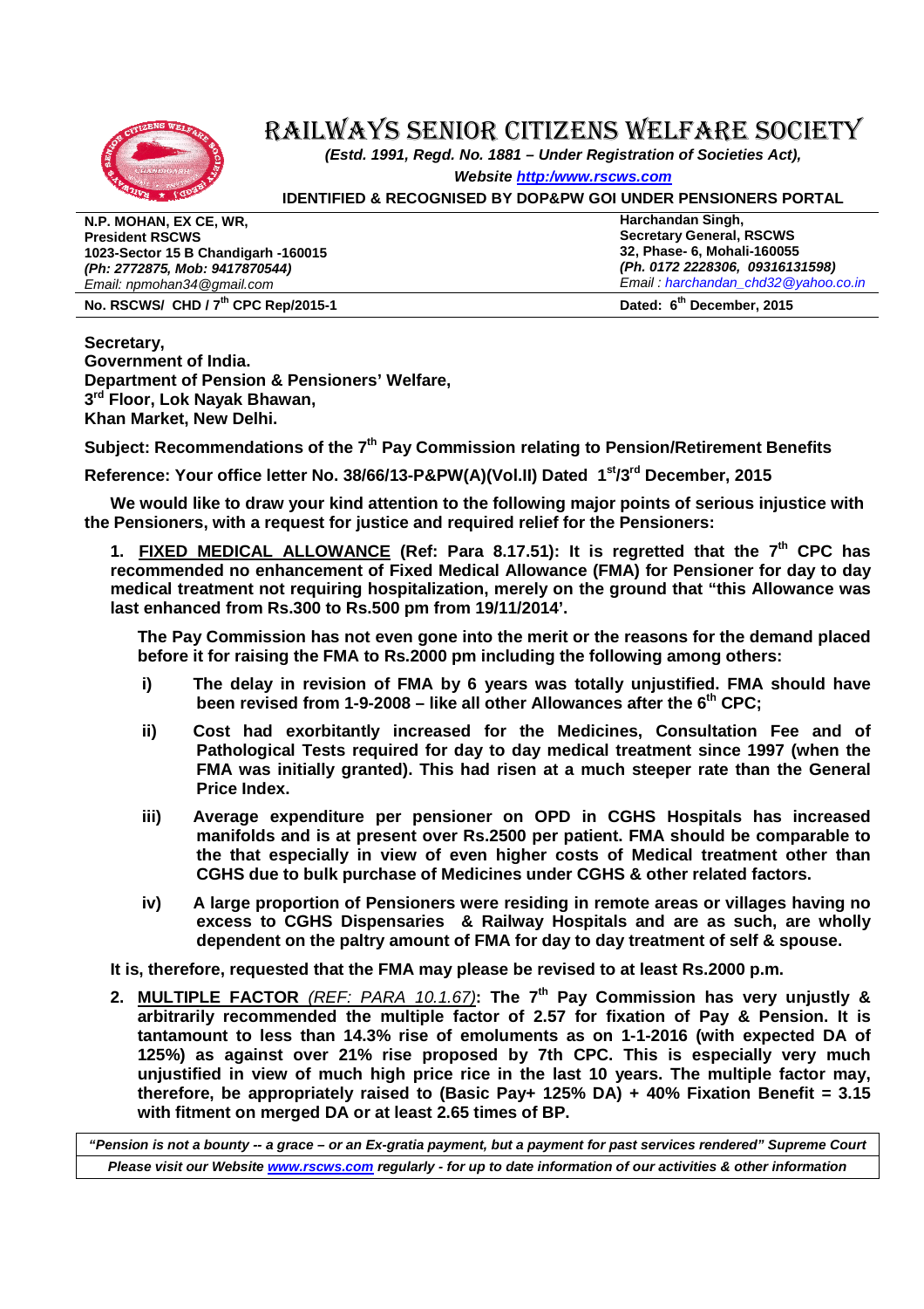# RAILWAYS SENIOR CITIZENS WELFARE SOCIETY

***(Estd. 1991, Regd. No. 1881 – Under Registration of Societies Act),***

***Website [http:/www.rscws.com](http:/www.rscws.com)***

**IDENTIFIED & RECOGNISED BY DOP&PW GOI UNDER PENSIONERS PORTAL**

| | |
|---|---|
| **N.P. MOHAN, EX CE, WR,** | **Harchandan Singh,** |
| **President RSCWS** | **Secretary General, RSCWS** |
| **1023-Sector 15 B Chandigarh -160015** | **32, Phase- 6, Mohali-160055** |
| ***(Ph: 2772875, Mob: 9417870544)*** | ***(Ph. 0172 2228306, 09316131598)*** |
| *Email: npmohan34@gmail.com* | *Email : harchandan_chd32@yahoo.co.in* |
| **No. RSCWS/ CHD / 7th CPC Rep/2015-1** | **Dated: 6th December, 2015** |

**Secretary,**
**Government of India.**
**Department of Pension & Pensioners' Welfare,**
**3rd Floor, Lok Nayak Bhawan,**
**Khan Market, New Delhi.**

**Subject: Recommendations of the 7th Pay Commission relating to Pension/Retirement Benefits**

**Reference: Your office letter No. 38/66/13-P&PW(A)(Vol.II) Dated 1st/3rd December, 2015**

**We would like to draw your kind attention to the following major points of serious injustice with the Pensioners, with a request for justice and required relief for the Pensioners:**

**1. <u>FIXED MEDICAL ALLOWANCE</u> (Ref: Para 8.17.51): It is regretted that the 7th CPC has recommended no enhancement of Fixed Medical Allowance (FMA) for Pensioner for day to day medical treatment not requiring hospitalization, merely on the ground that "this Allowance was last enhanced from Rs.300 to Rs.500 pm from 19/11/2014'.**

**The Pay Commission has not even gone into the merit or the reasons for the demand placed before it for raising the FMA to Rs.2000 pm including the following among others:**

- **i) The delay in revision of FMA by 6 years was totally unjustified. FMA should have been revised from 1-9-2008 – like all other Allowances after the 6th CPC;**
- **ii) Cost had exorbitantly increased for the Medicines, Consultation Fee and of Pathological Tests required for day to day medical treatment since 1997 (when the FMA was initially granted). This had risen at a much steeper rate than the General Price Index.**
- **iii) Average expenditure per pensioner on OPD in CGHS Hospitals has increased manifolds and is at present over Rs.2500 per patient. FMA should be comparable to the that especially in view of even higher costs of Medical treatment other than CGHS due to bulk purchase of Medicines under CGHS & other related factors.**
- **iv) A large proportion of Pensioners were residing in remote areas or villages having no excess to CGHS Dispensaries & Railway Hospitals and are as such, are wholly dependent on the paltry amount of FMA for day to day treatment of self & spouse.**

**It is, therefore, requested that the FMA may please be revised to at least Rs.2000 p.m.**

**2. <u>MULTIPLE FACTOR</u> *(REF: PARA 10.1.67)*: The 7th Pay Commission has very unjustly & arbitrarily recommended the multiple factor of 2.57 for fixation of Pay & Pension. It is tantamount to less than 14.3% rise of emoluments as on 1-1-2016 (with expected DA of 125%) as against over 21% rise proposed by 7th CPC. This is especially very much unjustified in view of much high price rice in the last 10 years. The multiple factor may, therefore, be appropriately raised to (Basic Pay+ 125% DA) + 40% Fixation Benefit = 3.15 with fitment on merged DA or at least 2.65 times of BP.**

***"Pension is not a bounty -- a grace – or an Ex-gratia payment, but a payment for past services rendered" Supreme Court***

***Please visit our Website [www.rscws.com](http://www.rscws.com) regularly - for up to date information of our activities & other information***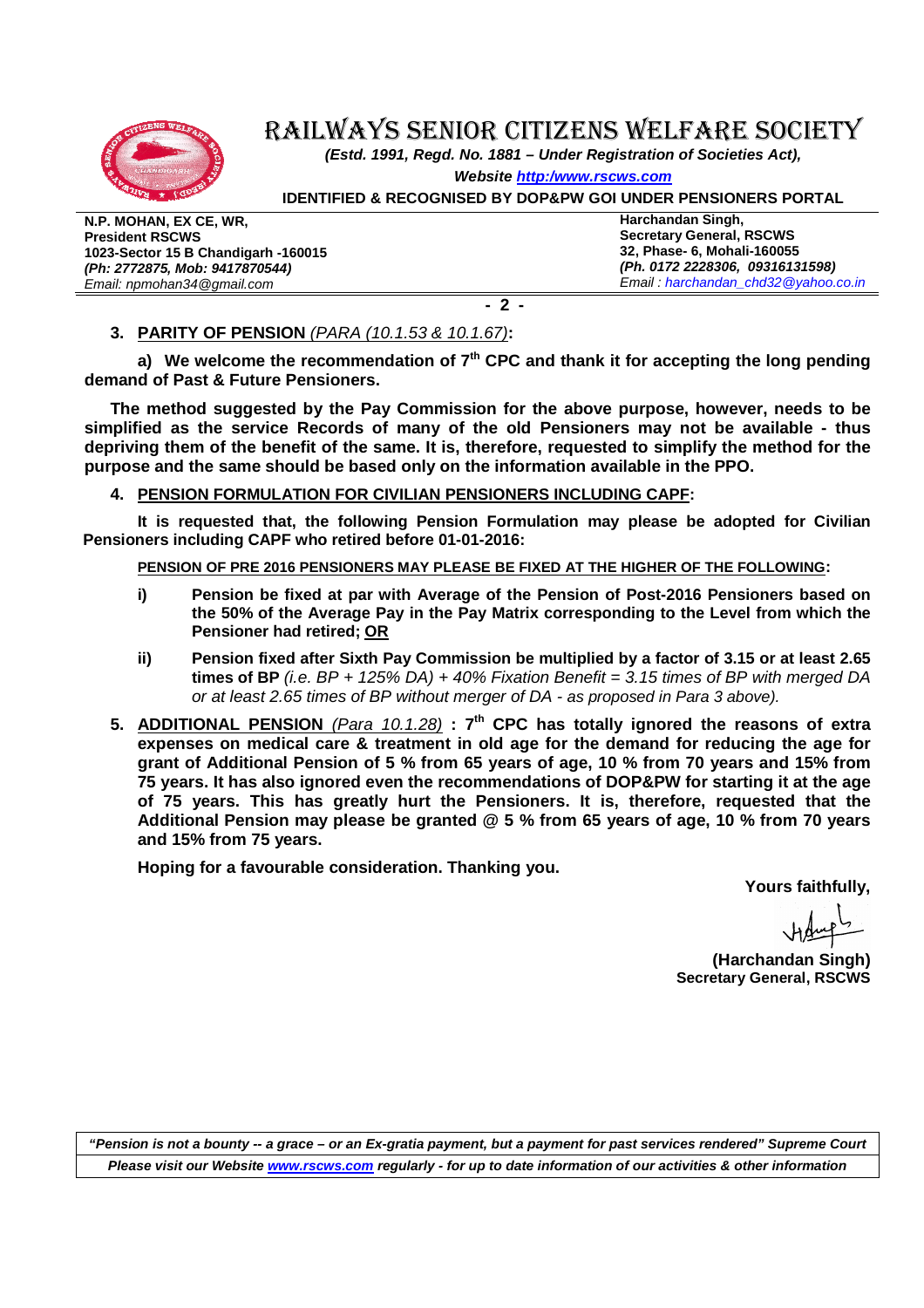# RAILWAYS SENIOR CITIZENS WELFARE SOCIETY

***(Estd. 1991, Regd. No. 1881 – Under Registration of Societies Act),***

***Website http:/www.rscws.com***

**IDENTIFIED & RECOGNISED BY DOP&PW GOI UNDER PENSIONERS PORTAL**

**N.P. MOHAN, EX CE, WR,**
**President RSCWS**
**1023-Sector 15 B Chandigarh -160015**
***(Ph: 2772875, Mob: 9417870544)***
*Email: npmohan34@gmail.com*

**Harchandan Singh,**
**Secretary General, RSCWS**
**32, Phase- 6, Mohali-160055**
***(Ph. 0172 2228306, 09316131598)***
*Email : harchandan_chd32@yahoo.co.in*

**3. PARITY OF PENSION** *(PARA (10.1.53 & 10.1.67)*:

**a) We welcome the recommendation of 7th CPC and thank it for accepting the long pending demand of Past & Future Pensioners.**

**The method suggested by the Pay Commission for the above purpose, however, needs to be simplified as the service Records of many of the old Pensioners may not be available - thus depriving them of the benefit of the same. It is, therefore, requested to simplify the method for the purpose and the same should be based only on the information available in the PPO.**

**4. PENSION FORMULATION FOR CIVILIAN PENSIONERS INCLUDING CAPF:**

**It is requested that, the following Pension Formulation may please be adopted for Civilian Pensioners including CAPF who retired before 01-01-2016:**

**PENSION OF PRE 2016 PENSIONERS MAY PLEASE BE FIXED AT THE HIGHER OF THE FOLLOWING:**

**i) Pension be fixed at par with Average of the Pension of Post-2016 Pensioners based on the 50% of the Average Pay in the Pay Matrix corresponding to the Level from which the Pensioner had retired; OR**

**ii) Pension fixed after Sixth Pay Commission be multiplied by a factor of 3.15 or at least 2.65 times of BP** *(i.e. BP + 125% DA) + 40% Fixation Benefit = 3.15 times of BP with merged DA or at least 2.65 times of BP without merger of DA - as proposed in Para 3 above).*

**5. ADDITIONAL PENSION** *(Para 10.1.28)* **: 7th CPC has totally ignored the reasons of extra expenses on medical care & treatment in old age for the demand for reducing the age for grant of Additional Pension of 5 % from 65 years of age, 10 % from 70 years and 15% from 75 years. It has also ignored even the recommendations of DOP&PW for starting it at the age of 75 years. This has greatly hurt the Pensioners. It is, therefore, requested that the Additional Pension may please be granted @ 5 % from 65 years of age, 10 % from 70 years and 15% from 75 years.**

**Hoping for a favourable consideration. Thanking you.**

**Yours faithfully,**

**(Harchandan Singh)**
**Secretary General, RSCWS**

***"Pension is not a bounty -- a grace – or an Ex-gratia payment, but a payment for past services rendered" Supreme Court***

***Please visit our Website www.rscws.com regularly - for up to date information of our activities & other information***